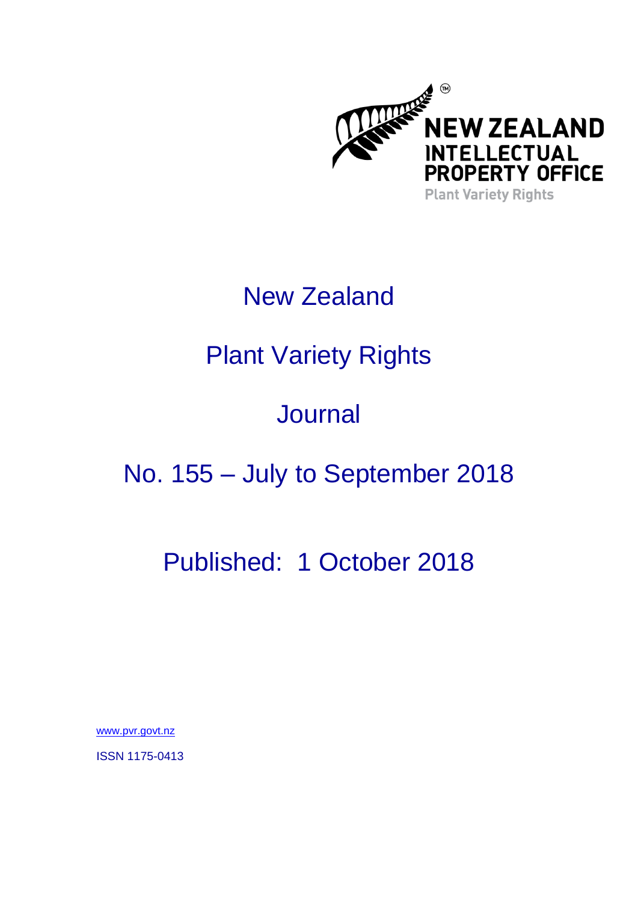NEW ZEALAND INTELLECTUAL PROPERTY OFFICE

Plant Variety Rights

# New Zealand

# Plant Variety Rights

# Journal

# No. 155 – July to September 2018

## Published: 1 October 2018

www.pvr.govt.nz

ISSN 1175-0413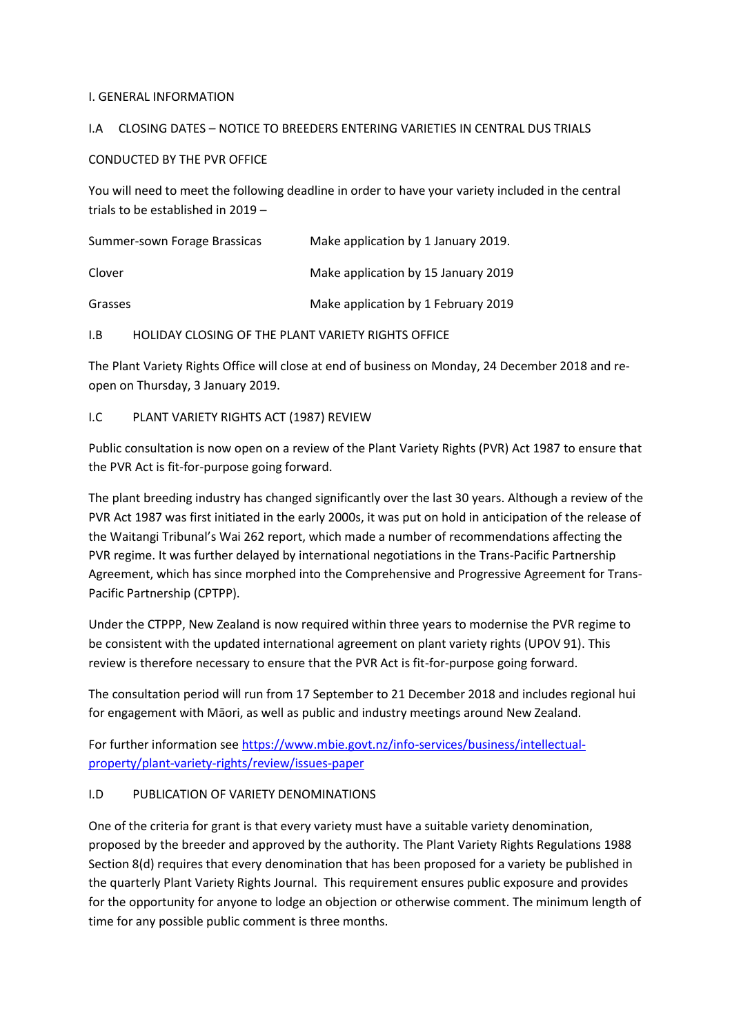## I. GENERAL INFORMATION

### I.A CLOSING DATES – NOTICE TO BREEDERS ENTERING VARIETIES IN CENTRAL DUS TRIALS CONDUCTED BY THE PVR OFFICE

You will need to meet the following deadline in order to have your variety included in the central trials to be established in 2019 –

| | |
|---|---|
| Summer-sown Forage Brassicas | Make application by 1 January 2019. |
| Clover | Make application by 15 January 2019 |
| Grasses | Make application by 1 February 2019 |

### I.B HOLIDAY CLOSING OF THE PLANT VARIETY RIGHTS OFFICE

The Plant Variety Rights Office will close at end of business on Monday, 24 December 2018 and re-open on Thursday, 3 January 2019.

### I.C PLANT VARIETY RIGHTS ACT (1987) REVIEW

Public consultation is now open on a review of the Plant Variety Rights (PVR) Act 1987 to ensure that the PVR Act is fit-for-purpose going forward.

The plant breeding industry has changed significantly over the last 30 years. Although a review of the PVR Act 1987 was first initiated in the early 2000s, it was put on hold in anticipation of the release of the Waitangi Tribunal's Wai 262 report, which made a number of recommendations affecting the PVR regime. It was further delayed by international negotiations in the Trans-Pacific Partnership Agreement, which has since morphed into the Comprehensive and Progressive Agreement for Trans-Pacific Partnership (CPTPP).

Under the CTPPP, New Zealand is now required within three years to modernise the PVR regime to be consistent with the updated international agreement on plant variety rights (UPOV 91). This review is therefore necessary to ensure that the PVR Act is fit-for-purpose going forward.

The consultation period will run from 17 September to 21 December 2018 and includes regional hui for engagement with Māori, as well as public and industry meetings around New Zealand.

For further information see [https://www.mbie.govt.nz/info-services/business/intellectual-property/plant-variety-rights/review/issues-paper](https://www.mbie.govt.nz/info-services/business/intellectual-property/plant-variety-rights/review/issues-paper)

### I.D PUBLICATION OF VARIETY DENOMINATIONS

One of the criteria for grant is that every variety must have a suitable variety denomination, proposed by the breeder and approved by the authority. The Plant Variety Rights Regulations 1988 Section 8(d) requires that every denomination that has been proposed for a variety be published in the quarterly Plant Variety Rights Journal. This requirement ensures public exposure and provides for the opportunity for anyone to lodge an objection or otherwise comment. The minimum length of time for any possible public comment is three months.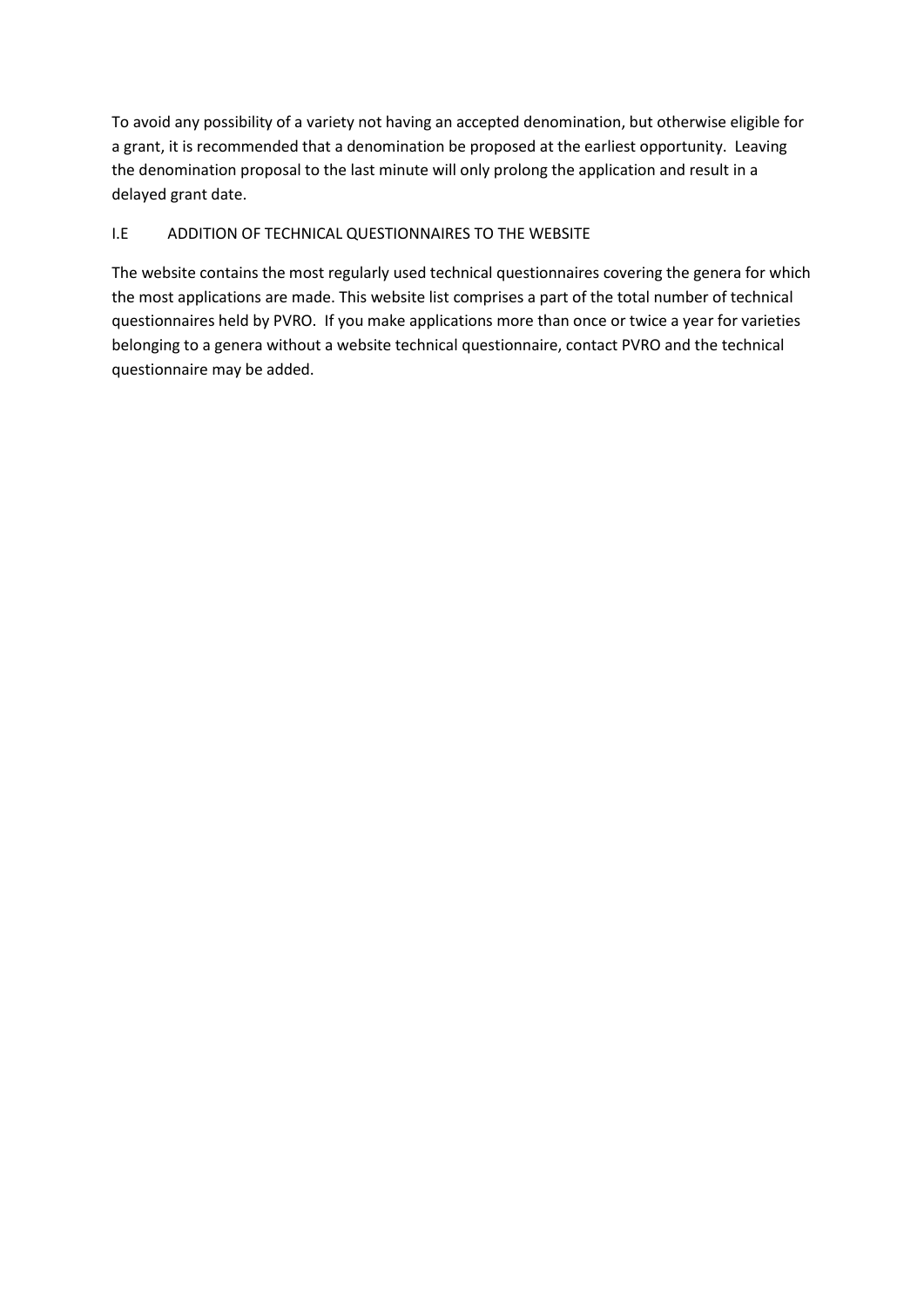To avoid any possibility of a variety not having an accepted denomination, but otherwise eligible for a grant, it is recommended that a denomination be proposed at the earliest opportunity. Leaving the denomination proposal to the last minute will only prolong the application and result in a delayed grant date.

## I.E ADDITION OF TECHNICAL QUESTIONNAIRES TO THE WEBSITE

The website contains the most regularly used technical questionnaires covering the genera for which the most applications are made. This website list comprises a part of the total number of technical questionnaires held by PVRO. If you make applications more than once or twice a year for varieties belonging to a genera without a website technical questionnaire, contact PVRO and the technical questionnaire may be added.